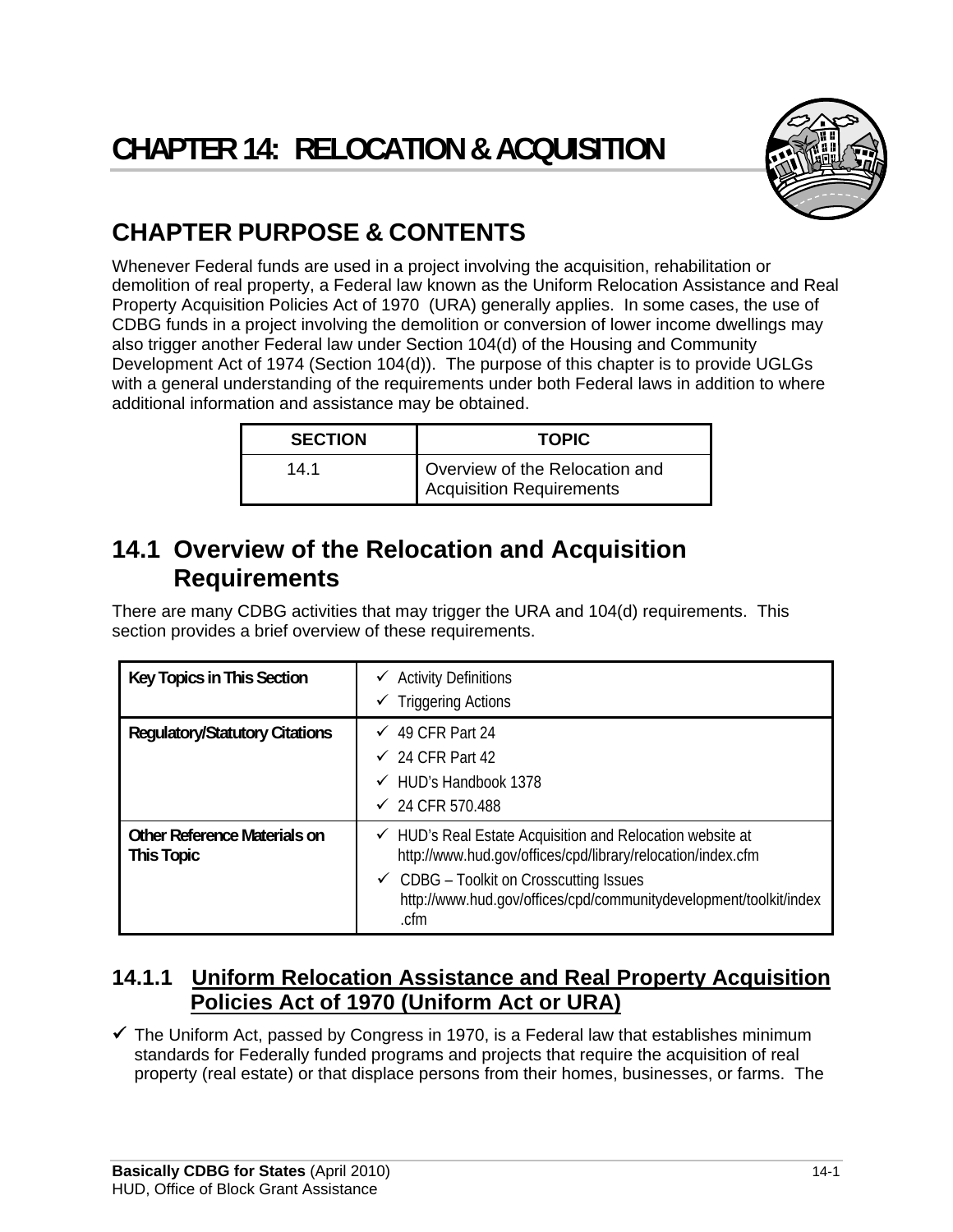# CHAPTER 14: RELOCATION & ACQUISITION

## CHAPTER PURPOSE & CONTENTS

Whenever Federal funds are used in a project involving the acquisition, rehabilitation or demolition of real property, a Federal law known as the Uniform Relocation Assistance and Real Property Acquisition Policies Act of 1970 (URA) generally applies. In some cases, the use of CDBG funds in a project involving the demolition or conversion of lower income dwellings may also trigger another Federal law under Section 104(d) of the Housing and Community Development Act of 1974 (Section 104(d)). The purpose of this chapter is to provide UGLGs with a general understanding of the requirements under both Federal laws in addition to where additional information and assistance may be obtained.

| SECTION | TOPIC |
|---|---|
| 14.1 | Overview of the Relocation and Acquisition Requirements |

## 14.1 Overview of the Relocation and Acquisition Requirements

There are many CDBG activities that may trigger the URA and 104(d) requirements. This section provides a brief overview of these requirements.

| | |
|---|---|
| **Key Topics in This Section** | ✓ Activity Definitions<br>✓ Triggering Actions |
| **Regulatory/Statutory Citations** | ✓ 49 CFR Part 24<br>✓ 24 CFR Part 42<br>✓ HUD's Handbook 1378<br>✓ 24 CFR 570.488 |
| **Other Reference Materials on This Topic** | ✓ HUD's Real Estate Acquisition and Relocation website at http://www.hud.gov/offices/cpd/library/relocation/index.cfm<br>✓ CDBG – Toolkit on Crosscutting Issues http://www.hud.gov/offices/cpd/communitydevelopment/toolkit/index.cfm |

### 14.1.1 Uniform Relocation Assistance and Real Property Acquisition Policies Act of 1970 (Uniform Act or URA)

- ✓ The Uniform Act, passed by Congress in 1970, is a Federal law that establishes minimum standards for Federally funded programs and projects that require the acquisition of real property (real estate) or that displace persons from their homes, businesses, or farms. The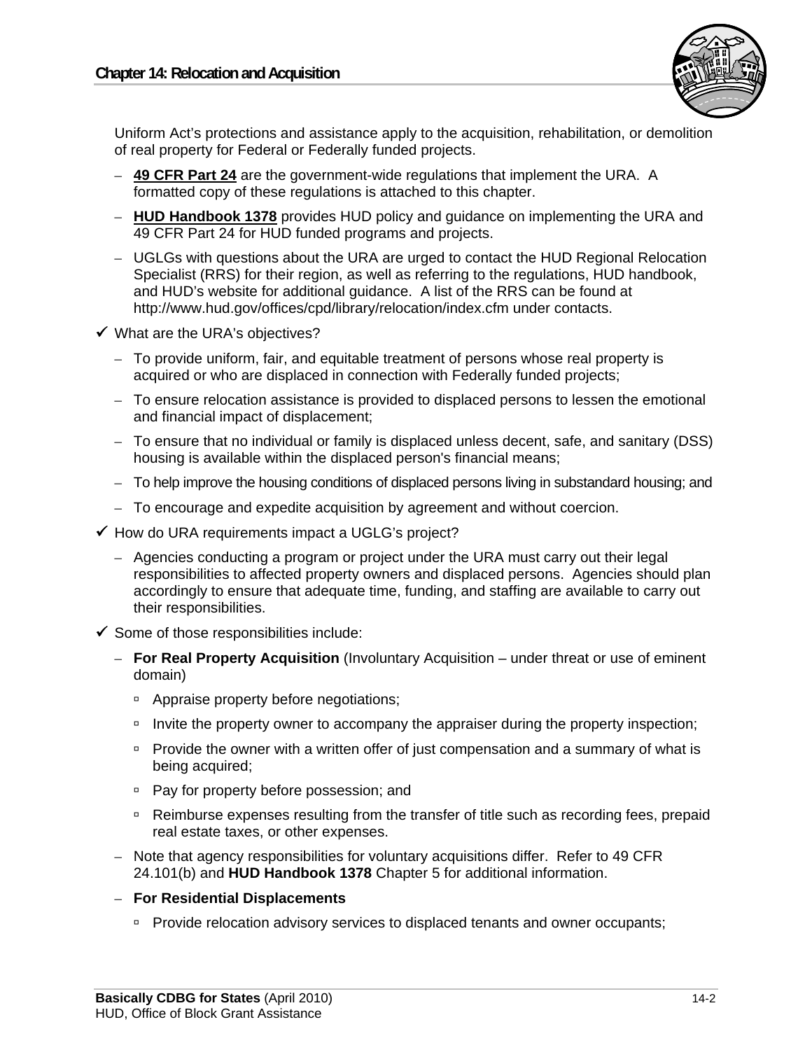Uniform Act's protections and assistance apply to the acquisition, rehabilitation, or demolition of real property for Federal or Federally funded projects.

- **49 CFR Part 24** are the government-wide regulations that implement the URA. A formatted copy of these regulations is attached to this chapter.
- **HUD Handbook 1378** provides HUD policy and guidance on implementing the URA and 49 CFR Part 24 for HUD funded programs and projects.
- UGLGs with questions about the URA are urged to contact the HUD Regional Relocation Specialist (RRS) for their region, as well as referring to the regulations, HUD handbook, and HUD's website for additional guidance. A list of the RRS can be found at http://www.hud.gov/offices/cpd/library/relocation/index.cfm under contacts.

✓ What are the URA's objectives?

- To provide uniform, fair, and equitable treatment of persons whose real property is acquired or who are displaced in connection with Federally funded projects;
- To ensure relocation assistance is provided to displaced persons to lessen the emotional and financial impact of displacement;
- To ensure that no individual or family is displaced unless decent, safe, and sanitary (DSS) housing is available within the displaced person's financial means;
- To help improve the housing conditions of displaced persons living in substandard housing; and
- To encourage and expedite acquisition by agreement and without coercion.

✓ How do URA requirements impact a UGLG's project?

- Agencies conducting a program or project under the URA must carry out their legal responsibilities to affected property owners and displaced persons. Agencies should plan accordingly to ensure that adequate time, funding, and staffing are available to carry out their responsibilities.

✓ Some of those responsibilities include:

- **For Real Property Acquisition** (Involuntary Acquisition – under threat or use of eminent domain)
  - Appraise property before negotiations;
  - Invite the property owner to accompany the appraiser during the property inspection;
  - Provide the owner with a written offer of just compensation and a summary of what is being acquired;
  - Pay for property before possession; and
  - Reimburse expenses resulting from the transfer of title such as recording fees, prepaid real estate taxes, or other expenses.
- Note that agency responsibilities for voluntary acquisitions differ. Refer to 49 CFR 24.101(b) and **HUD Handbook 1378** Chapter 5 for additional information.
- **For Residential Displacements**
  - Provide relocation advisory services to displaced tenants and owner occupants;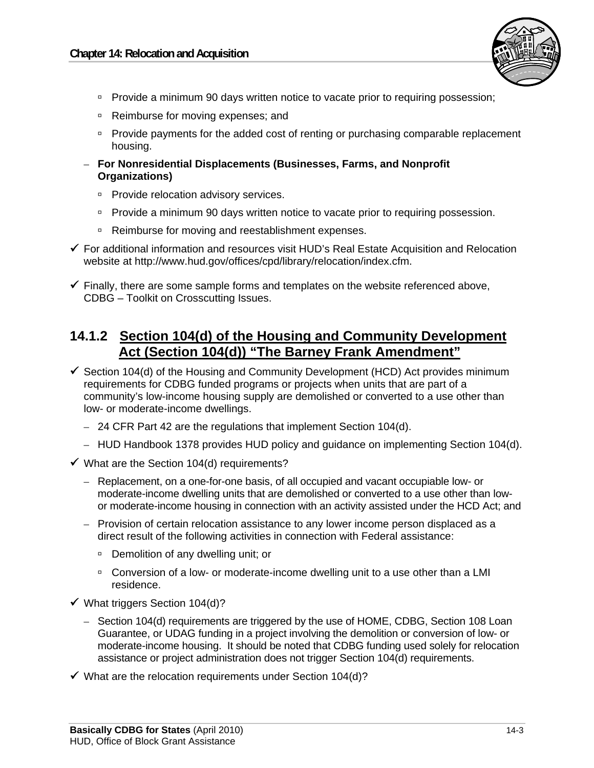- Provide a minimum 90 days written notice to vacate prior to requiring possession;
    - Reimburse for moving expenses; and
    - Provide payments for the added cost of renting or purchasing comparable replacement housing.
  - **For Nonresidential Displacements (Businesses, Farms, and Nonprofit Organizations)**
    - Provide relocation advisory services.
    - Provide a minimum 90 days written notice to vacate prior to requiring possession.
    - Reimburse for moving and reestablishment expenses.
- ✓ For additional information and resources visit HUD's Real Estate Acquisition and Relocation website at http://www.hud.gov/offices/cpd/library/relocation/index.cfm.
- ✓ Finally, there are some sample forms and templates on the website referenced above, CDBG – Toolkit on Crosscutting Issues.

## 14.1.2 Section 104(d) of the Housing and Community Development Act (Section 104(d)) "The Barney Frank Amendment"

- ✓ Section 104(d) of the Housing and Community Development (HCD) Act provides minimum requirements for CDBG funded programs or projects when units that are part of a community's low-income housing supply are demolished or converted to a use other than low- or moderate-income dwellings.
  - 24 CFR Part 42 are the regulations that implement Section 104(d).
  - HUD Handbook 1378 provides HUD policy and guidance on implementing Section 104(d).
- ✓ What are the Section 104(d) requirements?
  - Replacement, on a one-for-one basis, of all occupied and vacant occupiable low- or moderate-income dwelling units that are demolished or converted to a use other than low- or moderate-income housing in connection with an activity assisted under the HCD Act; and
  - Provision of certain relocation assistance to any lower income person displaced as a direct result of the following activities in connection with Federal assistance:
    - Demolition of any dwelling unit; or
    - Conversion of a low- or moderate-income dwelling unit to a use other than a LMI residence.
- ✓ What triggers Section 104(d)?
  - Section 104(d) requirements are triggered by the use of HOME, CDBG, Section 108 Loan Guarantee, or UDAG funding in a project involving the demolition or conversion of low- or moderate-income housing. It should be noted that CDBG funding used solely for relocation assistance or project administration does not trigger Section 104(d) requirements.
- ✓ What are the relocation requirements under Section 104(d)?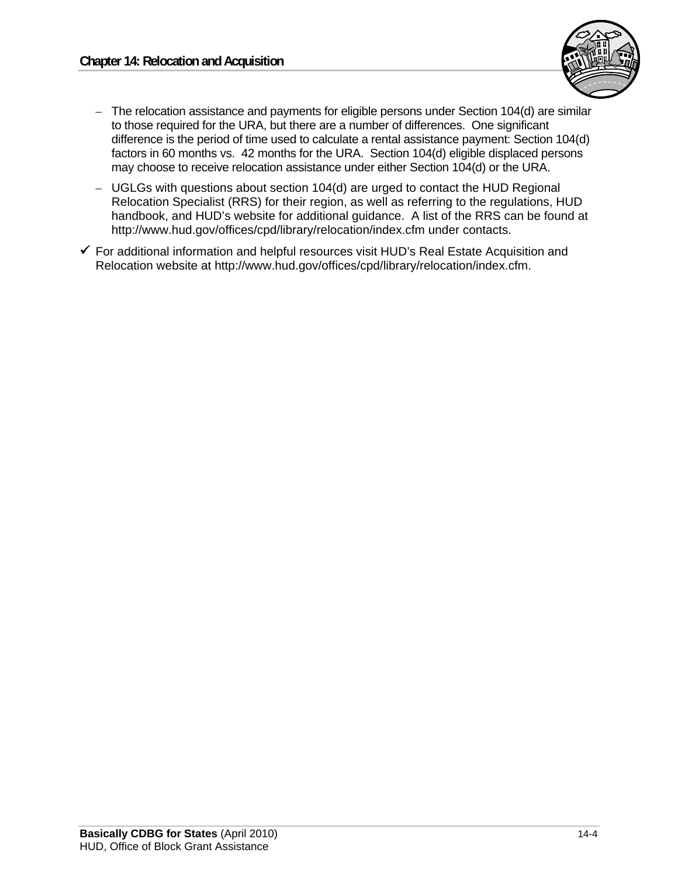- The relocation assistance and payments for eligible persons under Section 104(d) are similar to those required for the URA, but there are a number of differences. One significant difference is the period of time used to calculate a rental assistance payment: Section 104(d) factors in 60 months vs. 42 months for the URA. Section 104(d) eligible displaced persons may choose to receive relocation assistance under either Section 104(d) or the URA.
- UGLGs with questions about section 104(d) are urged to contact the HUD Regional Relocation Specialist (RRS) for their region, as well as referring to the regulations, HUD handbook, and HUD's website for additional guidance. A list of the RRS can be found at http://www.hud.gov/offices/cpd/library/relocation/index.cfm under contacts.

✓ For additional information and helpful resources visit HUD's Real Estate Acquisition and Relocation website at http://www.hud.gov/offices/cpd/library/relocation/index.cfm.